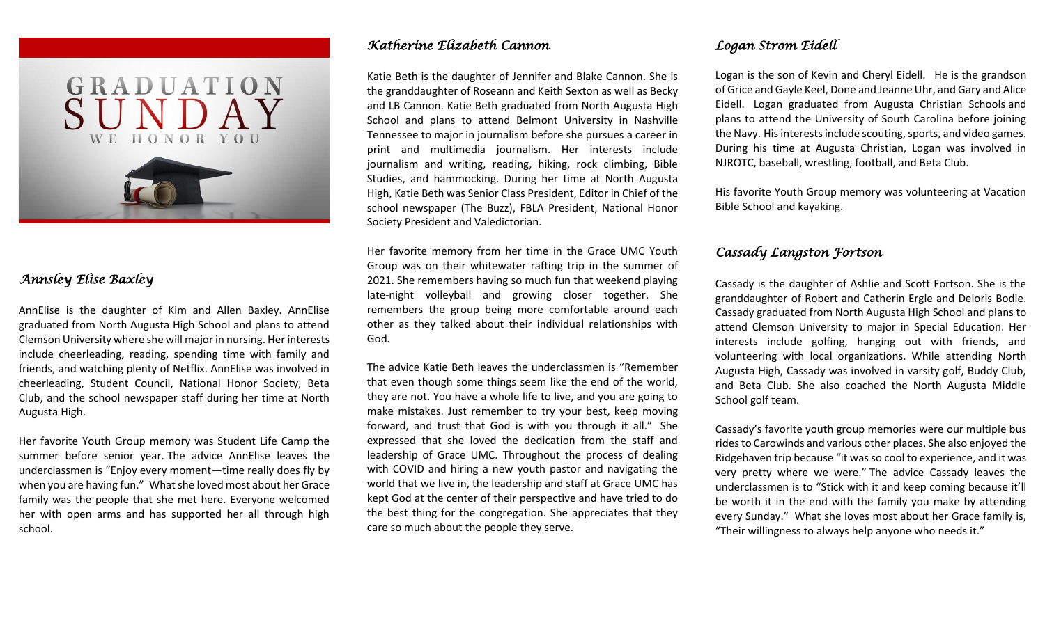# GRADUATION SUNDAY

WE HONOR YOU

## *Annsley Elise Baxley*

AnnElise is the daughter of Kim and Allen Baxley. AnnElise graduated from North Augusta High School and plans to attend Clemson University where she will major in nursing. Her interests include cheerleading, reading, spending time with family and friends, and watching plenty of Netflix. AnnElise was involved in cheerleading, Student Council, National Honor Society, Beta Club, and the school newspaper staff during her time at North Augusta High.

Her favorite Youth Group memory was Student Life Camp the summer before senior year. The advice AnnElise leaves the underclassmen is "Enjoy every moment—time really does fly by when you are having fun." What she loved most about her Grace family was the people that she met here. Everyone welcomed her with open arms and has supported her all through high school.

## *Katherine Elizabeth Cannon*

Katie Beth is the daughter of Jennifer and Blake Cannon. She is the granddaughter of Roseann and Keith Sexton as well as Becky and LB Cannon. Katie Beth graduated from North Augusta High School and plans to attend Belmont University in Nashville Tennessee to major in journalism before she pursues a career in print and multimedia journalism. Her interests include journalism and writing, reading, hiking, rock climbing, Bible Studies, and hammocking. During her time at North Augusta High, Katie Beth was Senior Class President, Editor in Chief of the school newspaper (The Buzz), FBLA President, National Honor Society President and Valedictorian.

Her favorite memory from her time in the Grace UMC Youth Group was on their whitewater rafting trip in the summer of 2021. She remembers having so much fun that weekend playing late-night volleyball and growing closer together. She remembers the group being more comfortable around each other as they talked about their individual relationships with God.

The advice Katie Beth leaves the underclassmen is "Remember that even though some things seem like the end of the world, they are not. You have a whole life to live, and you are going to make mistakes. Just remember to try your best, keep moving forward, and trust that God is with you through it all." She expressed that she loved the dedication from the staff and leadership of Grace UMC. Throughout the process of dealing with COVID and hiring a new youth pastor and navigating the world that we live in, the leadership and staff at Grace UMC has kept God at the center of their perspective and have tried to do the best thing for the congregation. She appreciates that they care so much about the people they serve.

## *Logan Strom Eidell*

Logan is the son of Kevin and Cheryl Eidell. He is the grandson of Grice and Gayle Keel, Done and Jeanne Uhr, and Gary and Alice Eidell. Logan graduated from Augusta Christian Schools and plans to attend the University of South Carolina before joining the Navy. His interests include scouting, sports, and video games. During his time at Augusta Christian, Logan was involved in NJROTC, baseball, wrestling, football, and Beta Club.

His favorite Youth Group memory was volunteering at Vacation Bible School and kayaking.

## *Cassady Langston Fortson*

Cassady is the daughter of Ashlie and Scott Fortson. She is the granddaughter of Robert and Catherin Ergle and Deloris Bodie. Cassady graduated from North Augusta High School and plans to attend Clemson University to major in Special Education. Her interests include golfing, hanging out with friends, and volunteering with local organizations. While attending North Augusta High, Cassady was involved in varsity golf, Buddy Club, and Beta Club. She also coached the North Augusta Middle School golf team.

Cassady's favorite youth group memories were our multiple bus rides to Carowinds and various other places. She also enjoyed the Ridgehaven trip because "it was so cool to experience, and it was very pretty where we were." The advice Cassady leaves the underclassmen is to "Stick with it and keep coming because it'll be worth it in the end with the family you make by attending every Sunday." What she loves most about her Grace family is, "Their willingness to always help anyone who needs it."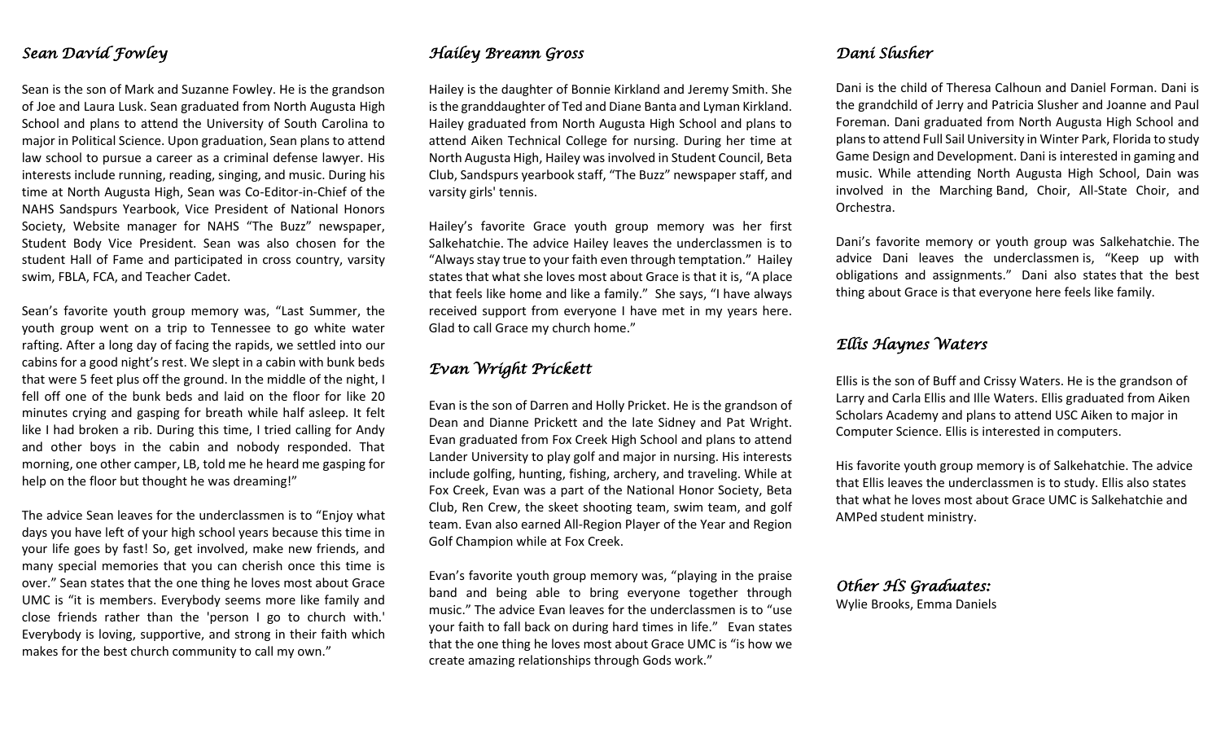## *Sean David Fowley*

Sean is the son of Mark and Suzanne Fowley. He is the grandson of Joe and Laura Lusk. Sean graduated from North Augusta High School and plans to attend the University of South Carolina to major in Political Science. Upon graduation, Sean plans to attend law school to pursue a career as a criminal defense lawyer. His interests include running, reading, singing, and music. During his time at North Augusta High, Sean was Co-Editor-in-Chief of the NAHS Sandspurs Yearbook, Vice President of National Honors Society, Website manager for NAHS "The Buzz" newspaper, Student Body Vice President. Sean was also chosen for the student Hall of Fame and participated in cross country, varsity swim, FBLA, FCA, and Teacher Cadet.

Sean's favorite youth group memory was, "Last Summer, the youth group went on a trip to Tennessee to go white water rafting. After a long day of facing the rapids, we settled into our cabins for a good night's rest. We slept in a cabin with bunk beds that were 5 feet plus off the ground. In the middle of the night, I fell off one of the bunk beds and laid on the floor for like 20 minutes crying and gasping for breath while half asleep. It felt like I had broken a rib. During this time, I tried calling for Andy and other boys in the cabin and nobody responded. That morning, one other camper, LB, told me he heard me gasping for help on the floor but thought he was dreaming!"

The advice Sean leaves for the underclassmen is to "Enjoy what days you have left of your high school years because this time in your life goes by fast! So, get involved, make new friends, and many special memories that you can cherish once this time is over." Sean states that the one thing he loves most about Grace UMC is "it is members. Everybody seems more like family and close friends rather than the 'person I go to church with.' Everybody is loving, supportive, and strong in their faith which makes for the best church community to call my own."

## *Hailey Breann Gross*

Hailey is the daughter of Bonnie Kirkland and Jeremy Smith. She is the granddaughter of Ted and Diane Banta and Lyman Kirkland. Hailey graduated from North Augusta High School and plans to attend Aiken Technical College for nursing. During her time at North Augusta High, Hailey was involved in Student Council, Beta Club, Sandspurs yearbook staff, "The Buzz" newspaper staff, and varsity girls' tennis.

Hailey's favorite Grace youth group memory was her first Salkehatchie. The advice Hailey leaves the underclassmen is to "Always stay true to your faith even through temptation." Hailey states that what she loves most about Grace is that it is, "A place that feels like home and like a family." She says, "I have always received support from everyone I have met in my years here. Glad to call Grace my church home."

## *Evan Wright Prickett*

Evan is the son of Darren and Holly Pricket. He is the grandson of Dean and Dianne Prickett and the late Sidney and Pat Wright. Evan graduated from Fox Creek High School and plans to attend Lander University to play golf and major in nursing. His interests include golfing, hunting, fishing, archery, and traveling. While at Fox Creek, Evan was a part of the National Honor Society, Beta Club, Ren Crew, the skeet shooting team, swim team, and golf team. Evan also earned All-Region Player of the Year and Region Golf Champion while at Fox Creek.

Evan's favorite youth group memory was, "playing in the praise band and being able to bring everyone together through music." The advice Evan leaves for the underclassmen is to "use your faith to fall back on during hard times in life." Evan states that the one thing he loves most about Grace UMC is "is how we create amazing relationships through Gods work."

## *Dani Slusher*

Dani is the child of Theresa Calhoun and Daniel Forman. Dani is the grandchild of Jerry and Patricia Slusher and Joanne and Paul Foreman. Dani graduated from North Augusta High School and plans to attend Full Sail University in Winter Park, Florida to study Game Design and Development. Dani is interested in gaming and music. While attending North Augusta High School, Dain was involved in the Marching Band, Choir, All-State Choir, and Orchestra.

Dani's favorite memory or youth group was Salkehatchie. The advice Dani leaves the underclassmen is, "Keep up with obligations and assignments." Dani also states that the best thing about Grace is that everyone here feels like family.

## *Ellis Haynes Waters*

Ellis is the son of Buff and Crissy Waters. He is the grandson of Larry and Carla Ellis and Ille Waters. Ellis graduated from Aiken Scholars Academy and plans to attend USC Aiken to major in Computer Science. Ellis is interested in computers.

His favorite youth group memory is of Salkehatchie. The advice that Ellis leaves the underclassmen is to study. Ellis also states that what he loves most about Grace UMC is Salkehatchie and AMPed student ministry.

## *Other HS Graduates:*

Wylie Brooks, Emma Daniels